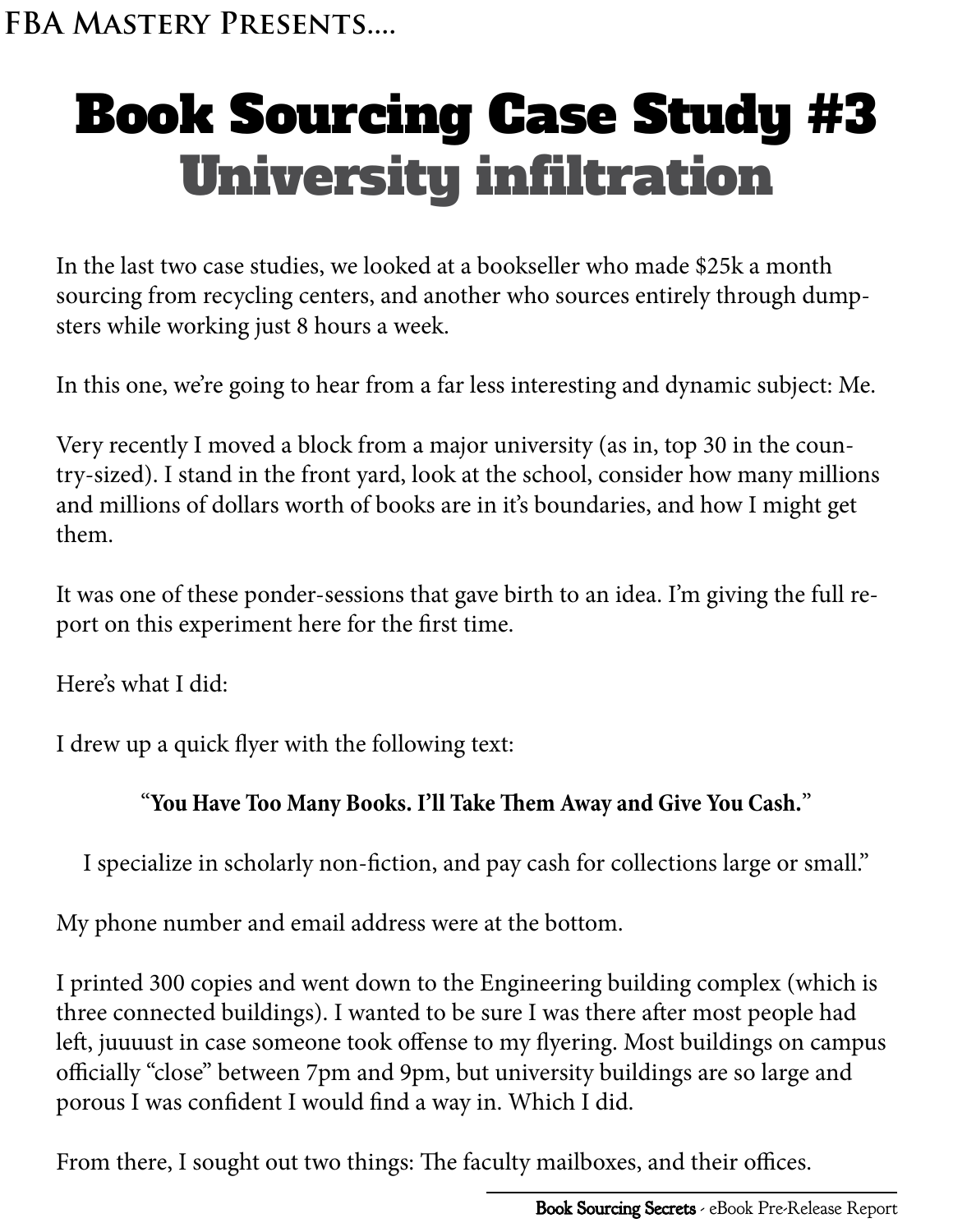FBA Mastery Presents....

# Book Sourcing Case Study #3
## University infiltration

In the last two case studies, we looked at a bookseller who made $25k a month sourcing from recycling centers, and another who sources entirely through dumpsters while working just 8 hours a week.

In this one, we're going to hear from a far less interesting and dynamic subject: Me.

Very recently I moved a block from a major university (as in, top 30 in the country-sized). I stand in the front yard, look at the school, consider how many millions and millions of dollars worth of books are in it's boundaries, and how I might get them.

It was one of these ponder-sessions that gave birth to an idea. I'm giving the full report on this experiment here for the first time.

Here's what I did:

I drew up a quick flyer with the following text:

"**You Have Too Many Books. I'll Take Them Away and Give You Cash.**"

I specialize in scholarly non-fiction, and pay cash for collections large or small."

My phone number and email address were at the bottom.

I printed 300 copies and went down to the Engineering building complex (which is three connected buildings). I wanted to be sure I was there after most people had left, juuuust in case someone took offense to my flyering. Most buildings on campus officially "close" between 7pm and 9pm, but university buildings are so large and porous I was confident I would find a way in. Which I did.

From there, I sought out two things: The faculty mailboxes, and their offices.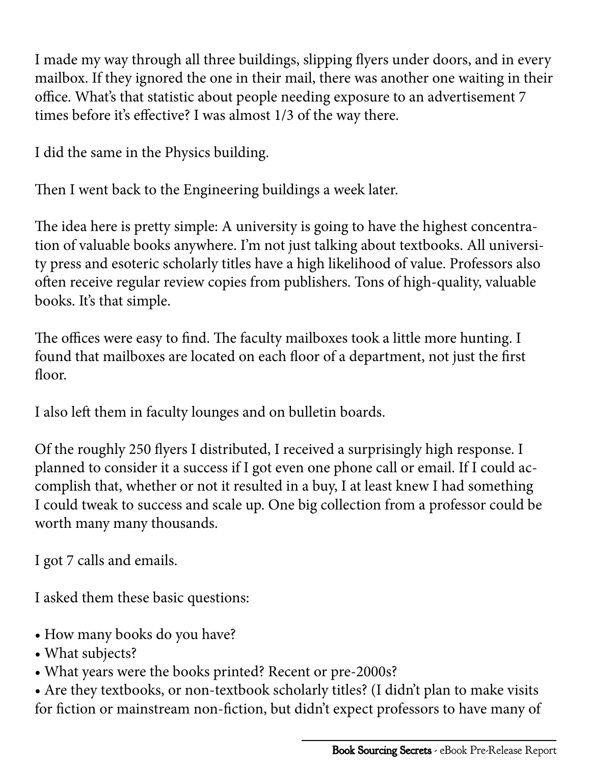I made my way through all three buildings, slipping flyers under doors, and in every mailbox. If they ignored the one in their mail, there was another one waiting in their office. What's that statistic about people needing exposure to an advertisement 7 times before it's effective? I was almost 1/3 of the way there.

I did the same in the Physics building.

Then I went back to the Engineering buildings a week later.

The idea here is pretty simple: A university is going to have the highest concentration of valuable books anywhere. I'm not just talking about textbooks. All university press and esoteric scholarly titles have a high likelihood of value. Professors also often receive regular review copies from publishers. Tons of high-quality, valuable books. It's that simple.

The offices were easy to find. The faculty mailboxes took a little more hunting. I found that mailboxes are located on each floor of a department, not just the first floor.

I also left them in faculty lounges and on bulletin boards.

Of the roughly 250 flyers I distributed, I received a surprisingly high response. I planned to consider it a success if I got even one phone call or email. If I could accomplish that, whether or not it resulted in a buy, I at least knew I had something I could tweak to success and scale up. One big collection from a professor could be worth many many thousands.

I got 7 calls and emails.

I asked them these basic questions:

- How many books do you have?
- What subjects?
- What years were the books printed? Recent or pre-2000s?
- Are they textbooks, or non-textbook scholarly titles? (I didn't plan to make visits for fiction or mainstream non-fiction, but didn't expect professors to have many of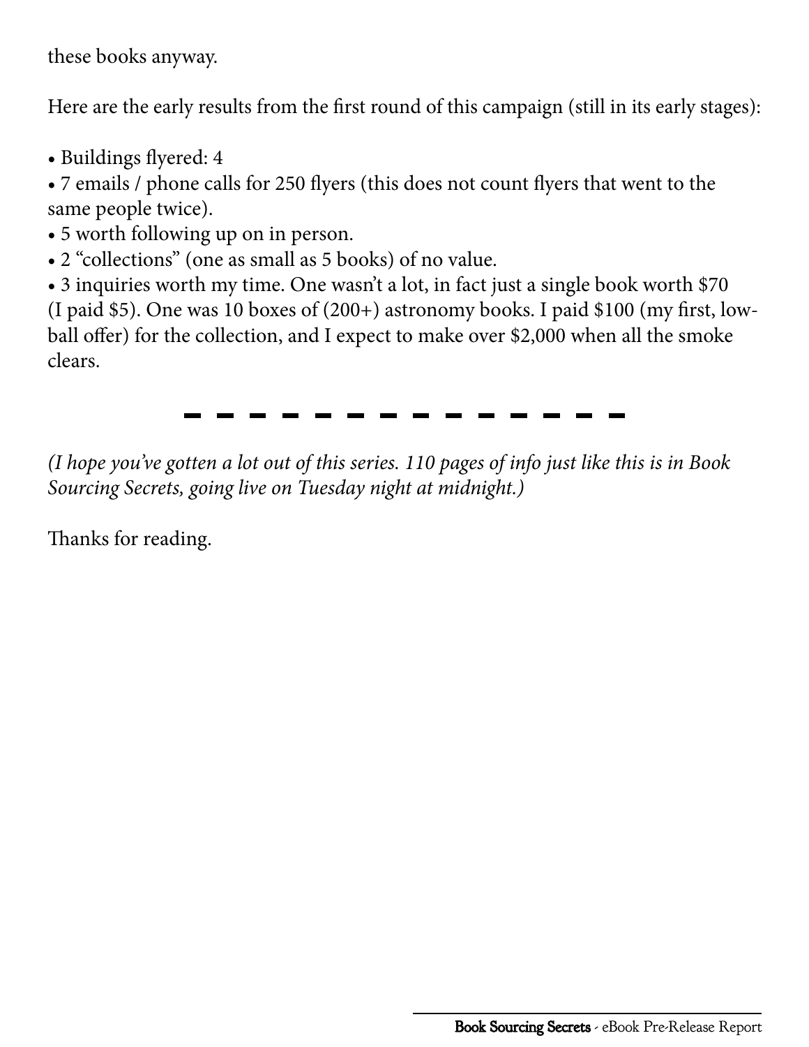these books anyway.

Here are the early results from the first round of this campaign (still in its early stages):

- Buildings flyered: 4
- 7 emails / phone calls for 250 flyers (this does not count flyers that went to the same people twice).
- 5 worth following up on in person.
- 2 "collections" (one as small as 5 books) of no value.
- 3 inquiries worth my time. One wasn't a lot, in fact just a single book worth $70 (I paid $5). One was 10 boxes of (200+) astronomy books. I paid $100 (my first, low-ball offer) for the collection, and I expect to make over $2,000 when all the smoke clears.

---

*(I hope you've gotten a lot out of this series. 110 pages of info just like this is in Book Sourcing Secrets, going live on Tuesday night at midnight.)*

Thanks for reading.